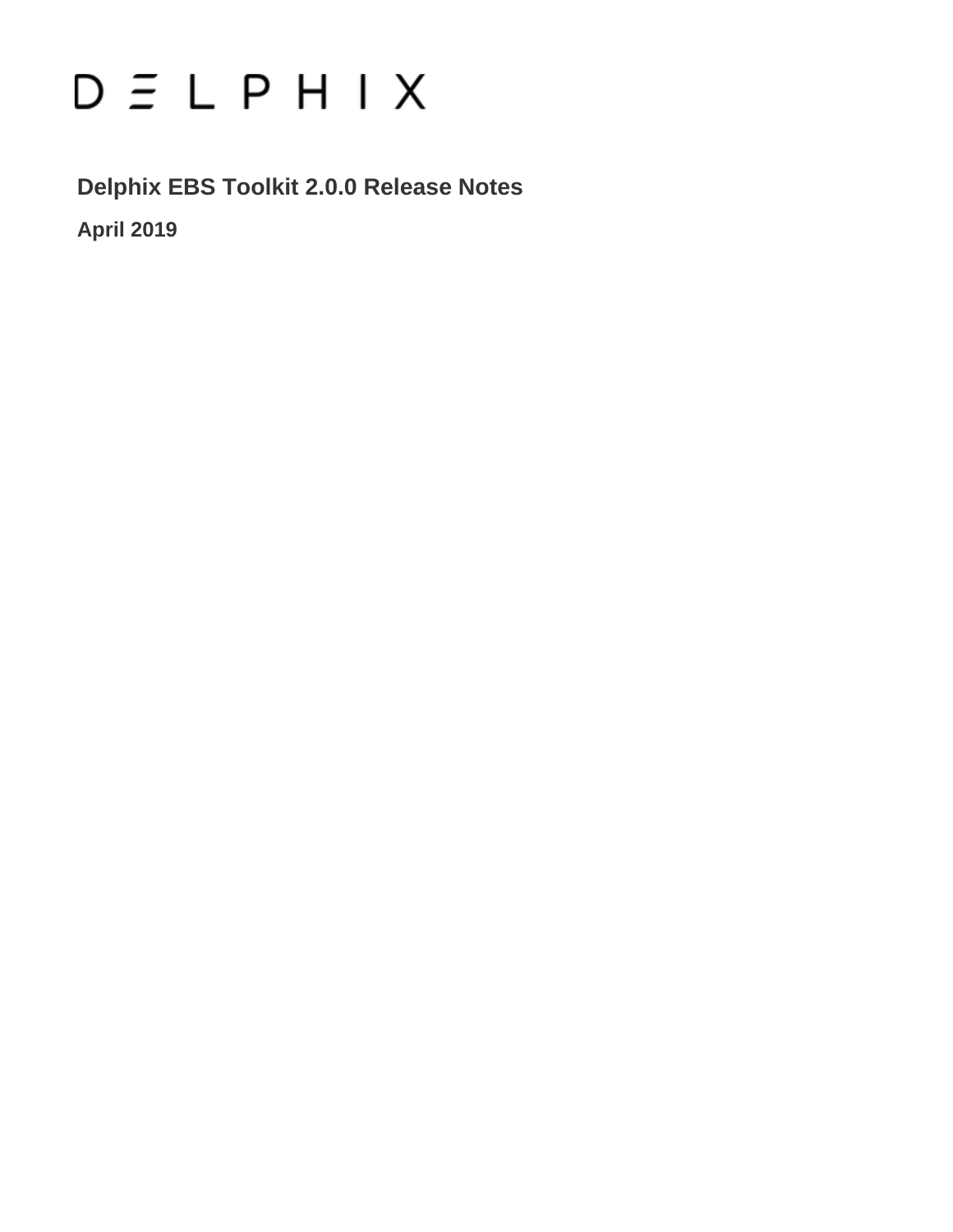D E L P H I X

# Delphix EBS Toolkit 2.0.0 Release Notes

**April 2019**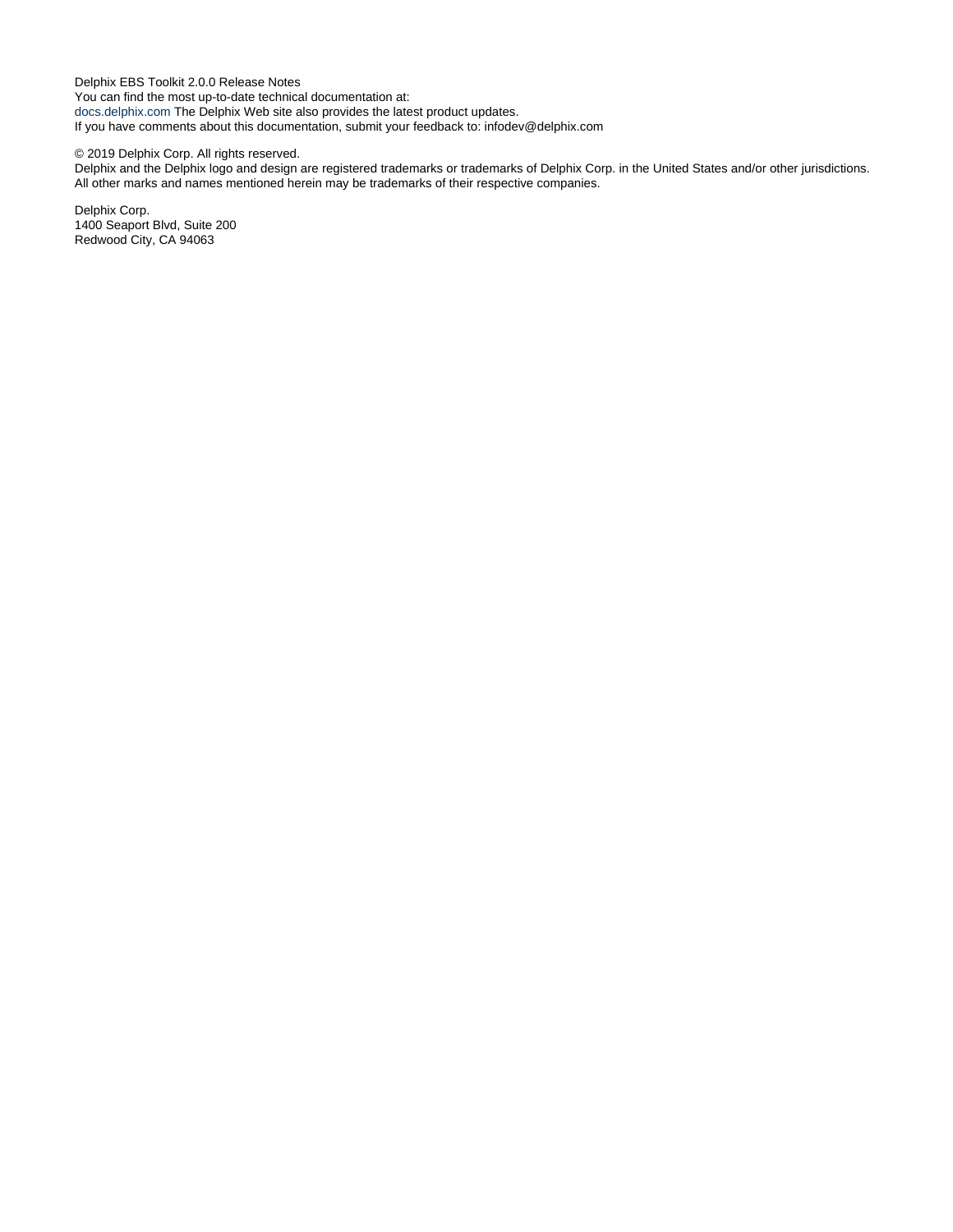Delphix EBS Toolkit 2.0.0 Release Notes
You can find the most up-to-date technical documentation at:
docs.delphix.com The Delphix Web site also provides the latest product updates.
If you have comments about this documentation, submit your feedback to: infodev@delphix.com

© 2019 Delphix Corp. All rights reserved.
Delphix and the Delphix logo and design are registered trademarks or trademarks of Delphix Corp. in the United States and/or other jurisdictions.
All other marks and names mentioned herein may be trademarks of their respective companies.

Delphix Corp.
1400 Seaport Blvd, Suite 200
Redwood City, CA 94063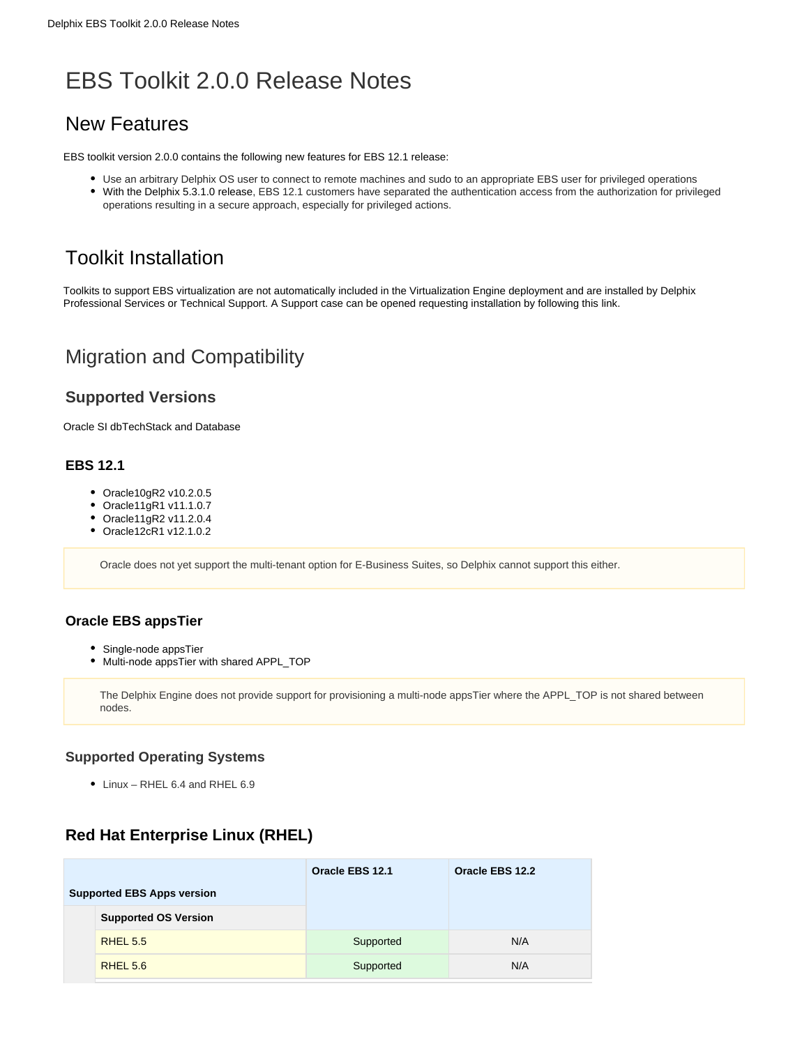# EBS Toolkit 2.0.0 Release Notes

## New Features

EBS toolkit version 2.0.0 contains the following new features for EBS 12.1 release:

- Use an arbitrary Delphix OS user to connect to remote machines and sudo to an appropriate EBS user for privileged operations
- With the Delphix 5.3.1.0 release, EBS 12.1 customers have separated the authentication access from the authorization for privileged operations resulting in a secure approach, especially for privileged actions.

## Toolkit Installation

Toolkits to support EBS virtualization are not automatically included in the Virtualization Engine deployment and are installed by Delphix Professional Services or Technical Support. A Support case can be opened requesting installation by following this link.

## Migration and Compatibility

### Supported Versions

Oracle SI dbTechStack and Database

### EBS 12.1

- Oracle10gR2 v10.2.0.5
- Oracle11gR1 v11.1.0.7
- Oracle11gR2 v11.2.0.4
- Oracle12cR1 v12.1.0.2

> Oracle does not yet support the multi-tenant option for E-Business Suites, so Delphix cannot support this either.

### Oracle EBS appsTier

- Single-node appsTier
- Multi-node appsTier with shared APPL_TOP

> The Delphix Engine does not provide support for provisioning a multi-node appsTier where the APPL_TOP is not shared between nodes.

### Supported Operating Systems

- Linux – RHEL 6.4 and RHEL 6.9

### Red Hat Enterprise Linux (RHEL)

| Supported EBS Apps version | | Oracle EBS 12.1 | Oracle EBS 12.2 |
|---|---|---|---|
| | **Supported OS Version** | | |
| | RHEL 5.5 | Supported | N/A |
| | RHEL 5.6 | Supported | N/A |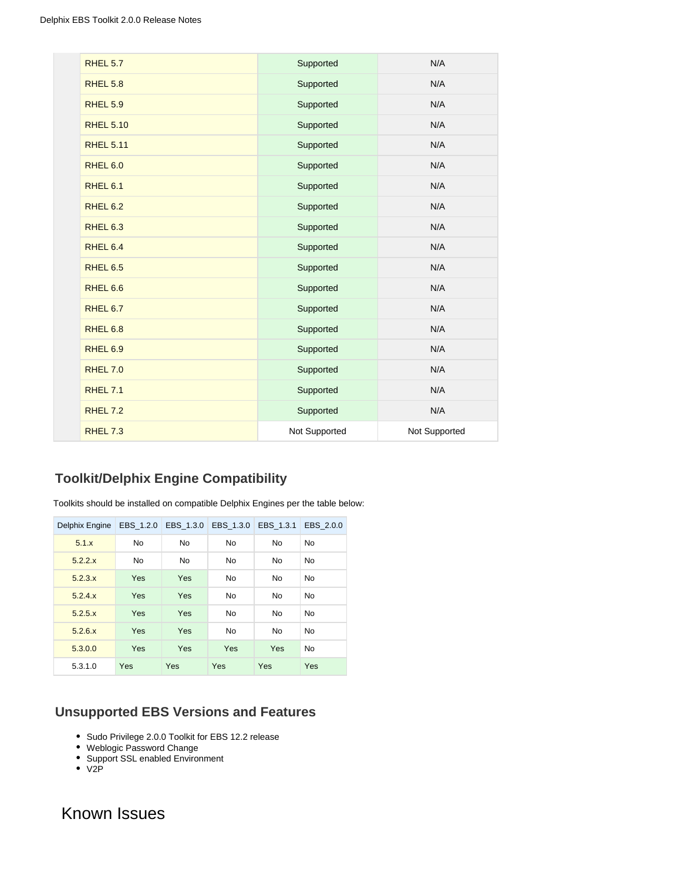| | | | |
|---|---|---|---|
| | RHEL 5.7 | Supported | N/A |
| | RHEL 5.8 | Supported | N/A |
| | RHEL 5.9 | Supported | N/A |
| | RHEL 5.10 | Supported | N/A |
| | RHEL 5.11 | Supported | N/A |
| | RHEL 6.0 | Supported | N/A |
| | RHEL 6.1 | Supported | N/A |
| | RHEL 6.2 | Supported | N/A |
| | RHEL 6.3 | Supported | N/A |
| | RHEL 6.4 | Supported | N/A |
| | RHEL 6.5 | Supported | N/A |
| | RHEL 6.6 | Supported | N/A |
| | RHEL 6.7 | Supported | N/A |
| | RHEL 6.8 | Supported | N/A |
| | RHEL 6.9 | Supported | N/A |
| | RHEL 7.0 | Supported | N/A |
| | RHEL 7.1 | Supported | N/A |
| | RHEL 7.2 | Supported | N/A |
| | RHEL 7.3 | Not Supported | Not Supported |

### Toolkit/Delphix Engine Compatibility

Toolkits should be installed on compatible Delphix Engines per the table below:

| Delphix Engine | EBS_1.2.0 | EBS_1.3.0 | EBS_1.3.0 | EBS_1.3.1 | EBS_2.0.0 |
|---|---|---|---|---|---|
| 5.1.x | No | No | No | No | No |
| 5.2.2.x | No | No | No | No | No |
| 5.2.3.x | Yes | Yes | No | No | No |
| 5.2.4.x | Yes | Yes | No | No | No |
| 5.2.5.x | Yes | Yes | No | No | No |
| 5.2.6.x | Yes | Yes | No | No | No |
| 5.3.0.0 | Yes | Yes | Yes | Yes | No |
| 5.3.1.0 | Yes | Yes | Yes | Yes | Yes |

### Unsupported EBS Versions and Features

- Sudo Privilege 2.0.0 Toolkit for EBS 12.2 release
- Weblogic Password Change
- Support SSL enabled Environment
- V2P

## Known Issues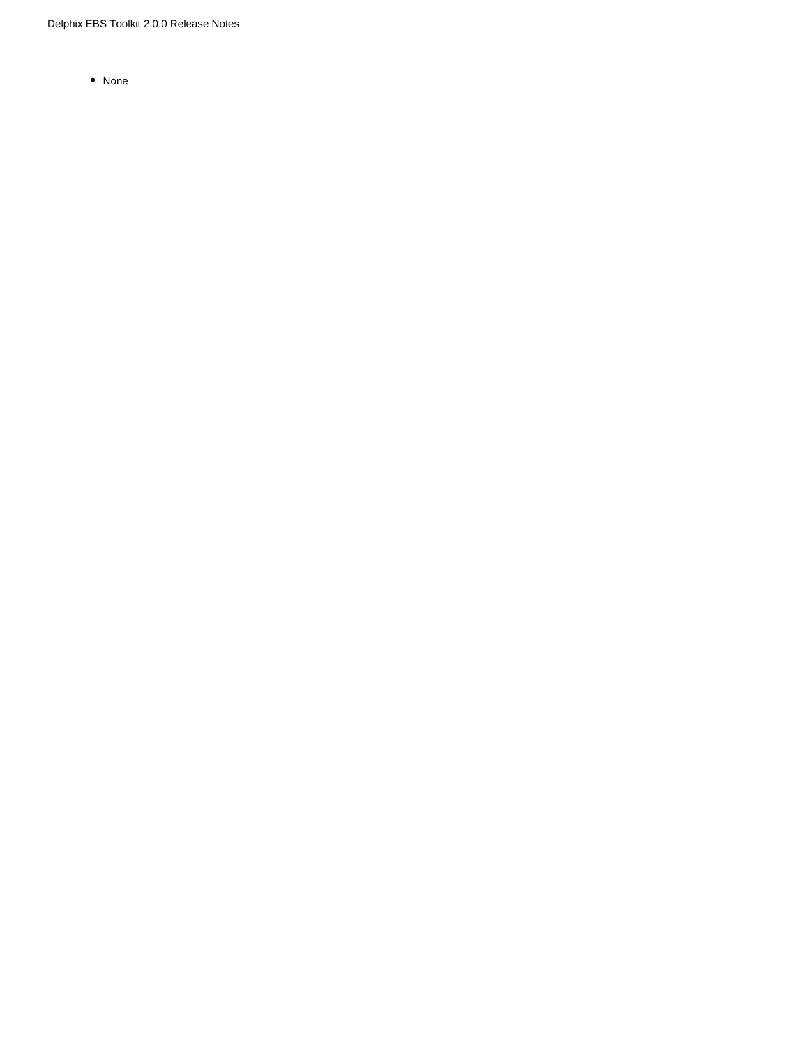- None